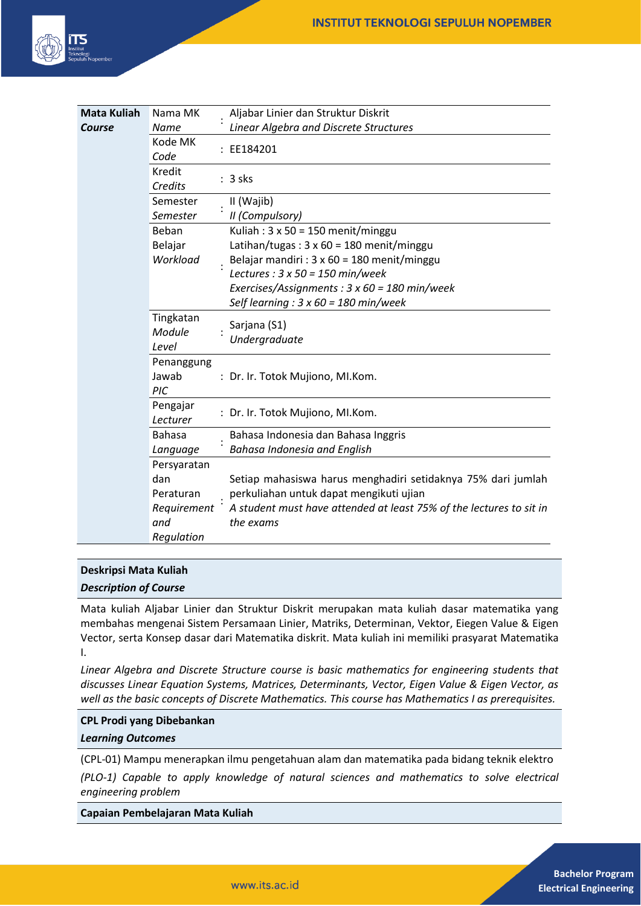| **Mata Kuliah** *Course* | Nama MK *Name* | : | Aljabar Linier dan Struktur Diskrit *Linear Algebra and Discrete Structures* |
|---|---|---|---|
| | Kode MK *Code* | : | EE184201 |
| | Kredit *Credits* | : | 3 sks |
| | Semester *Semester* | : | II (Wajib) *II (Compulsory)* |
| | Beban Belajar *Workload* | : | Kuliah : 3 x 50 = 150 menit/minggu<br>Latihan/tugas : 3 x 60 = 180 menit/minggu<br>Belajar mandiri : 3 x 60 = 180 menit/minggu<br>*Lectures : 3 x 50 = 150 min/week*<br>*Exercises/Assignments : 3 x 60 = 180 min/week*<br>*Self learning : 3 x 60 = 180 min/week* |
| | Tingkatan *Module Level* | : | Sarjana (S1) *Undergraduate* |
| | Penanggung Jawab *PIC* | : | Dr. Ir. Totok Mujiono, MI.Kom. |
| | Pengajar *Lecturer* | : | Dr. Ir. Totok Mujiono, MI.Kom. |
| | Bahasa *Language* | : | Bahasa Indonesia dan Bahasa Inggris *Bahasa Indonesia and English* |
| | Persyaratan dan Peraturan *Requirement and Regulation* | : | Setiap mahasiswa harus menghadiri setidaknya 75% dari jumlah perkuliahan untuk dapat mengikuti ujian *A student must have attended at least 75% of the lectures to sit in the exams* |

**Deskripsi Mata Kuliah**
***Description of Course***

Mata kuliah Aljabar Linier dan Struktur Diskrit merupakan mata kuliah dasar matematika yang membahas mengenai Sistem Persamaan Linier, Matriks, Determinan, Vektor, Eiegen Value & Eigen Vector, serta Konsep dasar dari Matematika diskrit. Mata kuliah ini memiliki prasyarat Matematika I.

*Linear Algebra and Discrete Structure course is basic mathematics for engineering students that discusses Linear Equation Systems, Matrices, Determinants, Vector, Eigen Value & Eigen Vector, as well as the basic concepts of Discrete Mathematics. This course has Mathematics I as prerequisites.*

**CPL Prodi yang Dibebankan**
***Learning Outcomes***

(CPL-01) Mampu menerapkan ilmu pengetahuan alam dan matematika pada bidang teknik elektro

*(PLO-1) Capable to apply knowledge of natural sciences and mathematics to solve electrical engineering problem*

**Capaian Pembelajaran Mata Kuliah**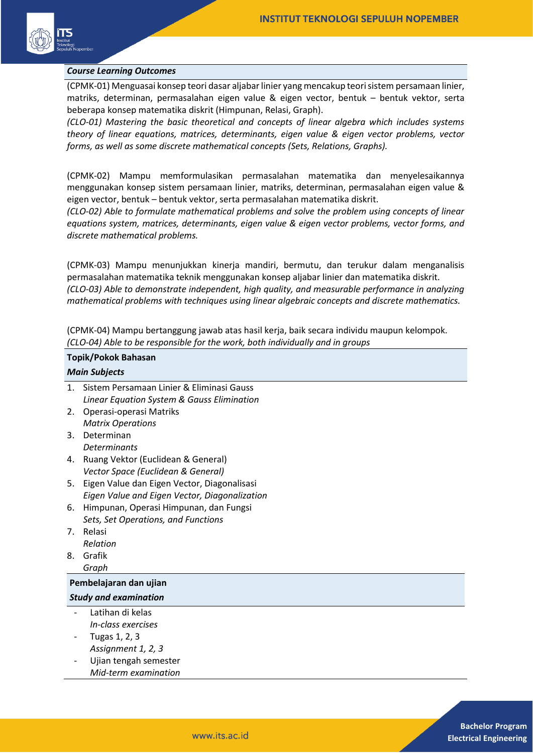**Course Learning Outcomes**

(CPMK-01) Menguasai konsep teori dasar aljabar linier yang mencakup teori sistem persamaan linier, matriks, determinan, permasalahan eigen value & eigen vector, bentuk – bentuk vektor, serta beberapa konsep matematika diskrit (Himpunan, Relasi, Graph).
*(CLO-01) Mastering the basic theoretical and concepts of linear algebra which includes systems theory of linear equations, matrices, determinants, eigen value & eigen vector problems, vector forms, as well as some discrete mathematical concepts (Sets, Relations, Graphs).*

(CPMK-02) Mampu memformulasikan permasalahan matematika dan menyelesaikannya menggunakan konsep sistem persamaan linier, matriks, determinan, permasalahan eigen value & eigen vector, bentuk – bentuk vektor, serta permasalahan matematika diskrit.
*(CLO-02) Able to formulate mathematical problems and solve the problem using concepts of linear equations system, matrices, determinants, eigen value & eigen vector problems, vector forms, and discrete mathematical problems.*

(CPMK-03) Mampu menunjukkan kinerja mandiri, bermutu, dan terukur dalam menganalisis permasalahan matematika teknik menggunakan konsep aljabar linier dan matematika diskrit.
*(CLO-03) Able to demonstrate independent, high quality, and measurable performance in analyzing mathematical problems with techniques using linear algebraic concepts and discrete mathematics.*

(CPMK-04) Mampu bertanggung jawab atas hasil kerja, baik secara individu maupun kelompok.
*(CLO-04) Able to be responsible for the work, both individually and in groups*

**Topik/Pokok Bahasan**
***Main Subjects***

1. Sistem Persamaan Linier & Eliminasi Gauss
   *Linear Equation System & Gauss Elimination*
2. Operasi-operasi Matriks
   *Matrix Operations*
3. Determinan
   *Determinants*
4. Ruang Vektor (Euclidean & General)
   *Vector Space (Euclidean & General)*
5. Eigen Value dan Eigen Vector, Diagonalisasi
   *Eigen Value and Eigen Vector, Diagonalization*
6. Himpunan, Operasi Himpunan, dan Fungsi
   *Sets, Set Operations, and Functions*
7. Relasi
   *Relation*
8. Grafik
   *Graph*

**Pembelajaran dan ujian**
***Study and examination***

- Latihan di kelas
  *In-class exercises*
- Tugas 1, 2, 3
  *Assignment 1, 2, 3*
- Ujian tengah semester
  *Mid-term examination*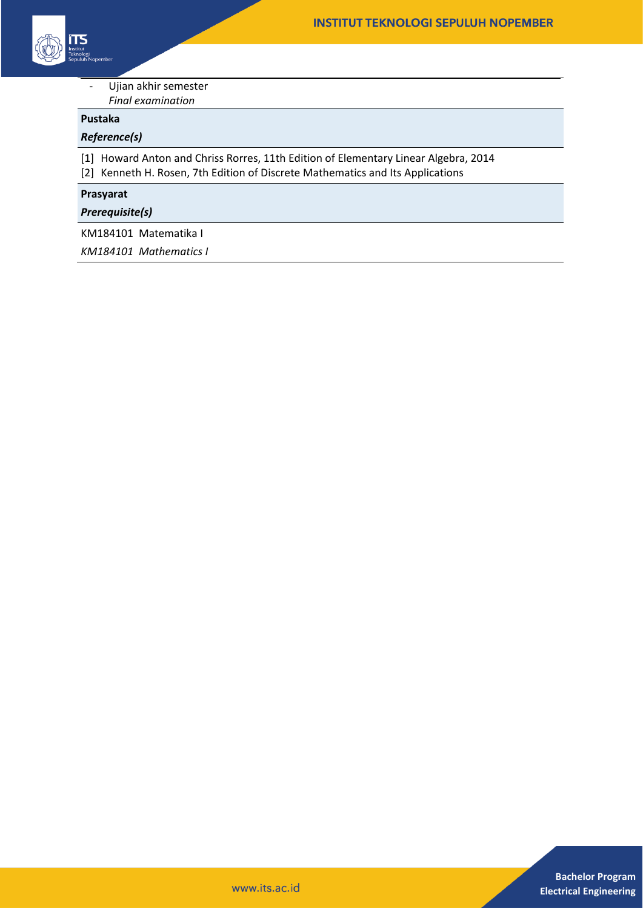- Ujian akhir semester
  *Final examination*

**Pustaka**

***Reference(s)***

[1] Howard Anton and Chriss Rorres, 11th Edition of Elementary Linear Algebra, 2014
[2] Kenneth H. Rosen, 7th Edition of Discrete Mathematics and Its Applications

**Prasyarat**

***Prerequisite(s)***

KM184101 Matematika I

*KM184101 Mathematics I*